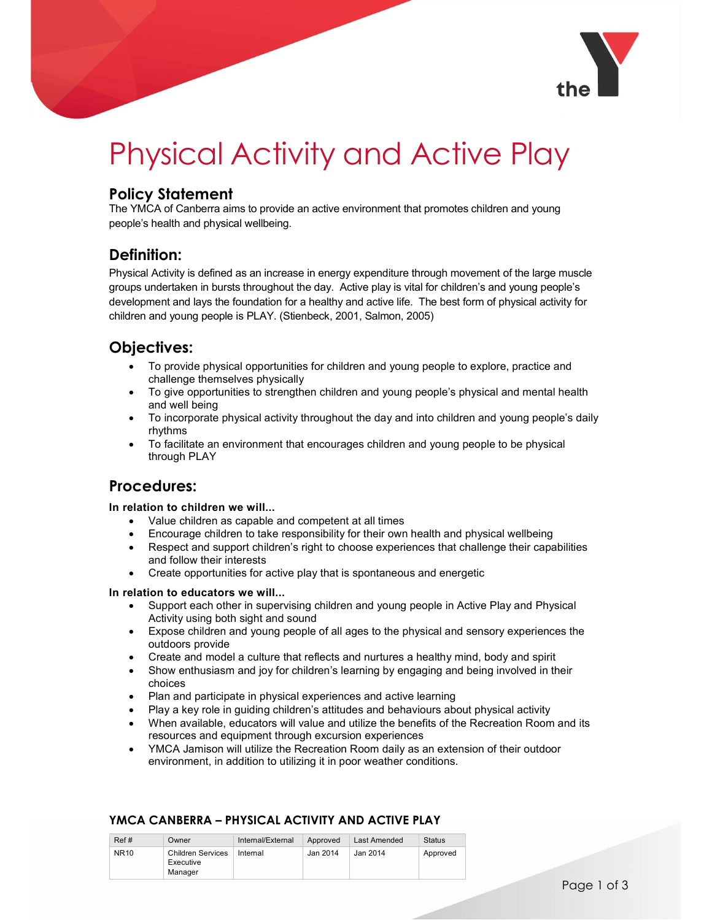# Physical Activity and Active Play

## Policy Statement

The YMCA of Canberra aims to provide an active environment that promotes children and young people's health and physical wellbeing.

## Definition:

Physical Activity is defined as an increase in energy expenditure through movement of the large muscle groups undertaken in bursts throughout the day. Active play is vital for children's and young people's development and lays the foundation for a healthy and active life. The best form of physical activity for children and young people is PLAY. (Stienbeck, 2001, Salmon, 2005)

## Objectives:

- To provide physical opportunities for children and young people to explore, practice and challenge themselves physically
- To give opportunities to strengthen children and young people's physical and mental health and well being
- To incorporate physical activity throughout the day and into children and young people's daily rhythms
- To facilitate an environment that encourages children and young people to be physical through PLAY

## Procedures:

**In relation to children we will...**

- Value children as capable and competent at all times
- Encourage children to take responsibility for their own health and physical wellbeing
- Respect and support children's right to choose experiences that challenge their capabilities and follow their interests
- Create opportunities for active play that is spontaneous and energetic

**In relation to educators we will...**

- Support each other in supervising children and young people in Active Play and Physical Activity using both sight and sound
- Expose children and young people of all ages to the physical and sensory experiences the outdoors provide
- Create and model a culture that reflects and nurtures a healthy mind, body and spirit
- Show enthusiasm and joy for children's learning by engaging and being involved in their choices
- Plan and participate in physical experiences and active learning
- Play a key role in guiding children's attitudes and behaviours about physical activity
- When available, educators will value and utilize the benefits of the Recreation Room and its resources and equipment through excursion experiences
- YMCA Jamison will utilize the Recreation Room daily as an extension of their outdoor environment, in addition to utilizing it in poor weather conditions.

**YMCA CANBERRA – PHYSICAL ACTIVITY AND ACTIVE PLAY**

| Ref # | Owner | Internal/External | Approved | Last Amended | Status |
|---|---|---|---|---|---|
| NR10 | Children Services Executive Manager | Internal | Jan 2014 | Jan 2014 | Approved |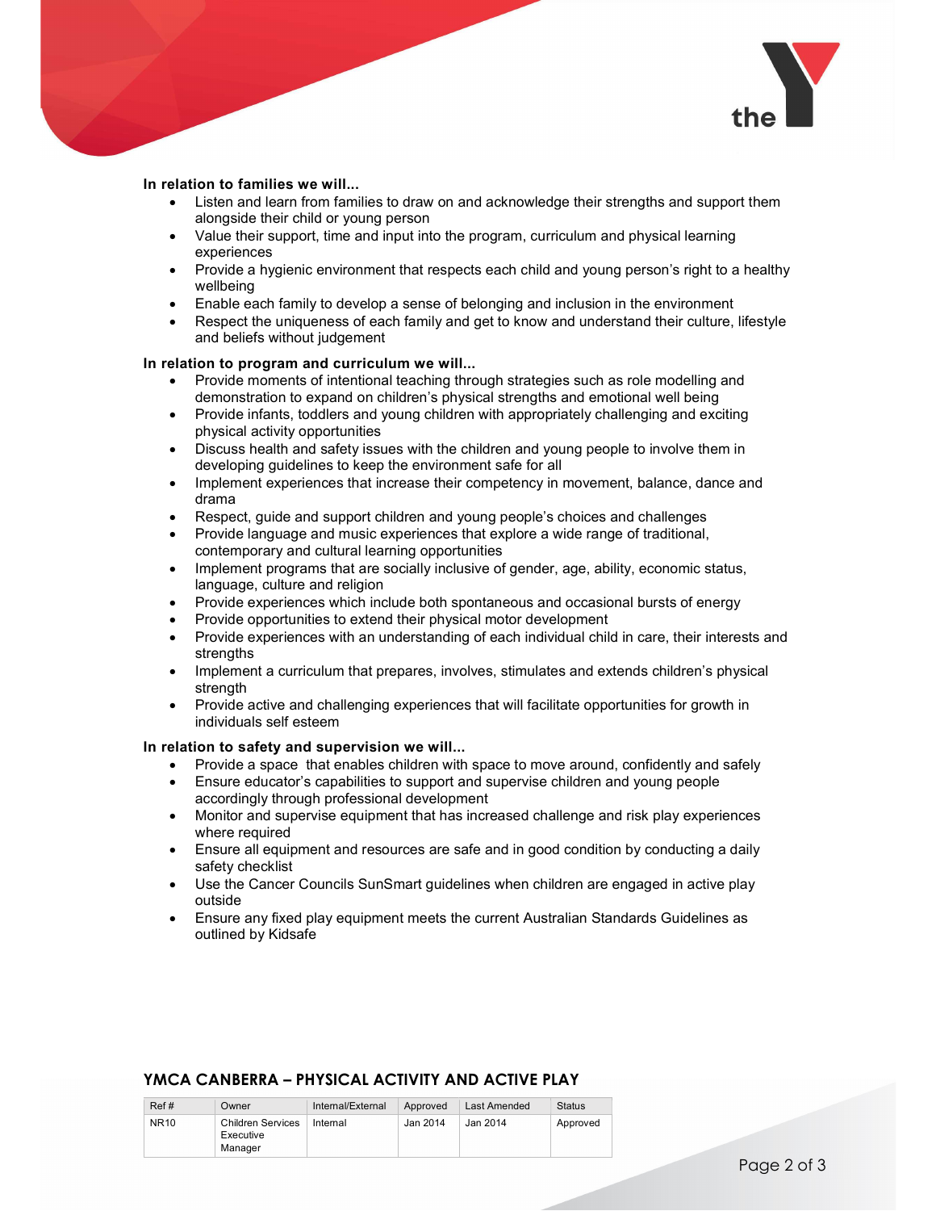**In relation to families we will...**

- Listen and learn from families to draw on and acknowledge their strengths and support them alongside their child or young person
- Value their support, time and input into the program, curriculum and physical learning experiences
- Provide a hygienic environment that respects each child and young person's right to a healthy wellbeing
- Enable each family to develop a sense of belonging and inclusion in the environment
- Respect the uniqueness of each family and get to know and understand their culture, lifestyle and beliefs without judgement

**In relation to program and curriculum we will...**

- Provide moments of intentional teaching through strategies such as role modelling and demonstration to expand on children's physical strengths and emotional well being
- Provide infants, toddlers and young children with appropriately challenging and exciting physical activity opportunities
- Discuss health and safety issues with the children and young people to involve them in developing guidelines to keep the environment safe for all
- Implement experiences that increase their competency in movement, balance, dance and drama
- Respect, guide and support children and young people's choices and challenges
- Provide language and music experiences that explore a wide range of traditional, contemporary and cultural learning opportunities
- Implement programs that are socially inclusive of gender, age, ability, economic status, language, culture and religion
- Provide experiences which include both spontaneous and occasional bursts of energy
- Provide opportunities to extend their physical motor development
- Provide experiences with an understanding of each individual child in care, their interests and strengths
- Implement a curriculum that prepares, involves, stimulates and extends children's physical strength
- Provide active and challenging experiences that will facilitate opportunities for growth in individuals self esteem

**In relation to safety and supervision we will...**

- Provide a space that enables children with space to move around, confidently and safely
- Ensure educator's capabilities to support and supervise children and young people accordingly through professional development
- Monitor and supervise equipment that has increased challenge and risk play experiences where required
- Ensure all equipment and resources are safe and in good condition by conducting a daily safety checklist
- Use the Cancer Councils SunSmart guidelines when children are engaged in active play outside
- Ensure any fixed play equipment meets the current Australian Standards Guidelines as outlined by Kidsafe

**YMCA CANBERRA – PHYSICAL ACTIVITY AND ACTIVE PLAY**

| Ref # | Owner | Internal/External | Approved | Last Amended | Status |
|---|---|---|---|---|---|
| NR10 | Children Services Executive Manager | Internal | Jan 2014 | Jan 2014 | Approved |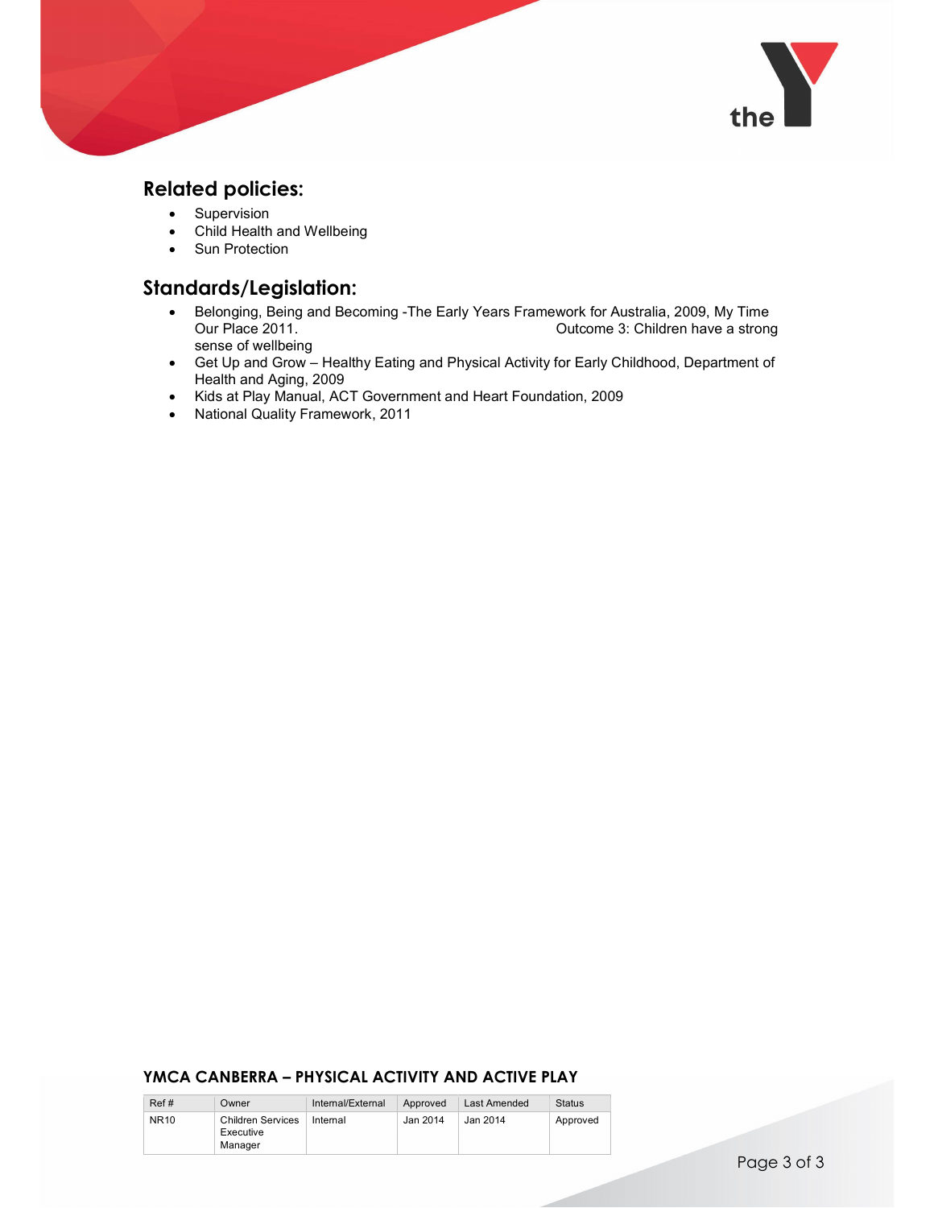## Related policies:

- Supervision
- Child Health and Wellbeing
- Sun Protection

## Standards/Legislation:

- Belonging, Being and Becoming -The Early Years Framework for Australia, 2009, My Time Our Place 2011. Outcome 3: Children have a strong sense of wellbeing
- Get Up and Grow – Healthy Eating and Physical Activity for Early Childhood, Department of Health and Aging, 2009
- Kids at Play Manual, ACT Government and Heart Foundation, 2009
- National Quality Framework, 2011

**YMCA CANBERRA – PHYSICAL ACTIVITY AND ACTIVE PLAY**

| Ref # | Owner | Internal/External | Approved | Last Amended | Status |
|---|---|---|---|---|---|
| NR10 | Children Services Executive Manager | Internal | Jan 2014 | Jan 2014 | Approved |